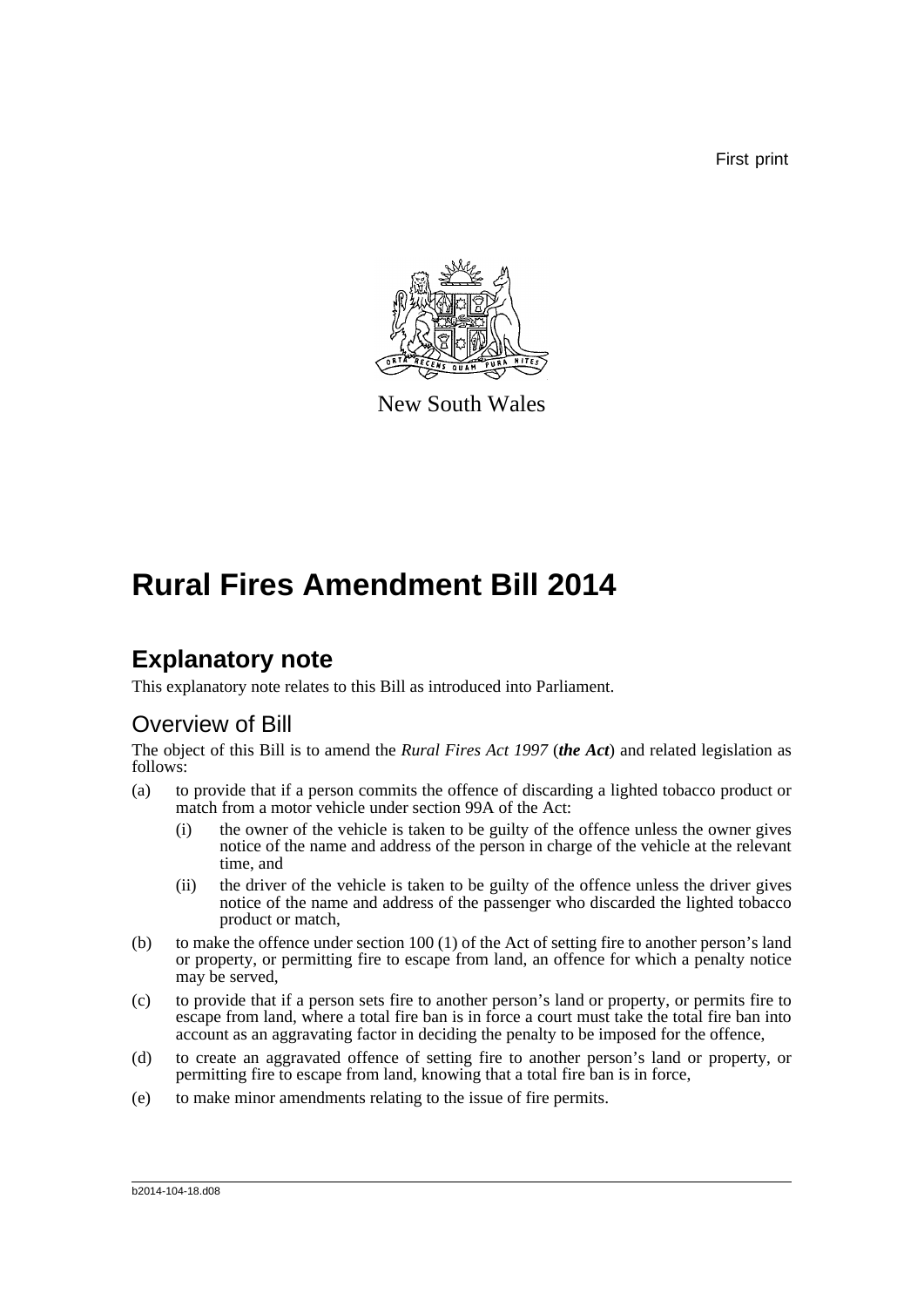First print

New South Wales

# Rural Fires Amendment Bill 2014

## Explanatory note

This explanatory note relates to this Bill as introduced into Parliament.

### Overview of Bill

The object of this Bill is to amend the *Rural Fires Act 1997* (***the Act***) and related legislation as follows:

(a) to provide that if a person commits the offence of discarding a lighted tobacco product or match from a motor vehicle under section 99A of the Act:

   (i) the owner of the vehicle is taken to be guilty of the offence unless the owner gives notice of the name and address of the person in charge of the vehicle at the relevant time, and

   (ii) the driver of the vehicle is taken to be guilty of the offence unless the driver gives notice of the name and address of the passenger who discarded the lighted tobacco product or match,

(b) to make the offence under section 100 (1) of the Act of setting fire to another person's land or property, or permitting fire to escape from land, an offence for which a penalty notice may be served,

(c) to provide that if a person sets fire to another person's land or property, or permits fire to escape from land, where a total fire ban is in force a court must take the total fire ban into account as an aggravating factor in deciding the penalty to be imposed for the offence,

(d) to create an aggravated offence of setting fire to another person's land or property, or permitting fire to escape from land, knowing that a total fire ban is in force,

(e) to make minor amendments relating to the issue of fire permits.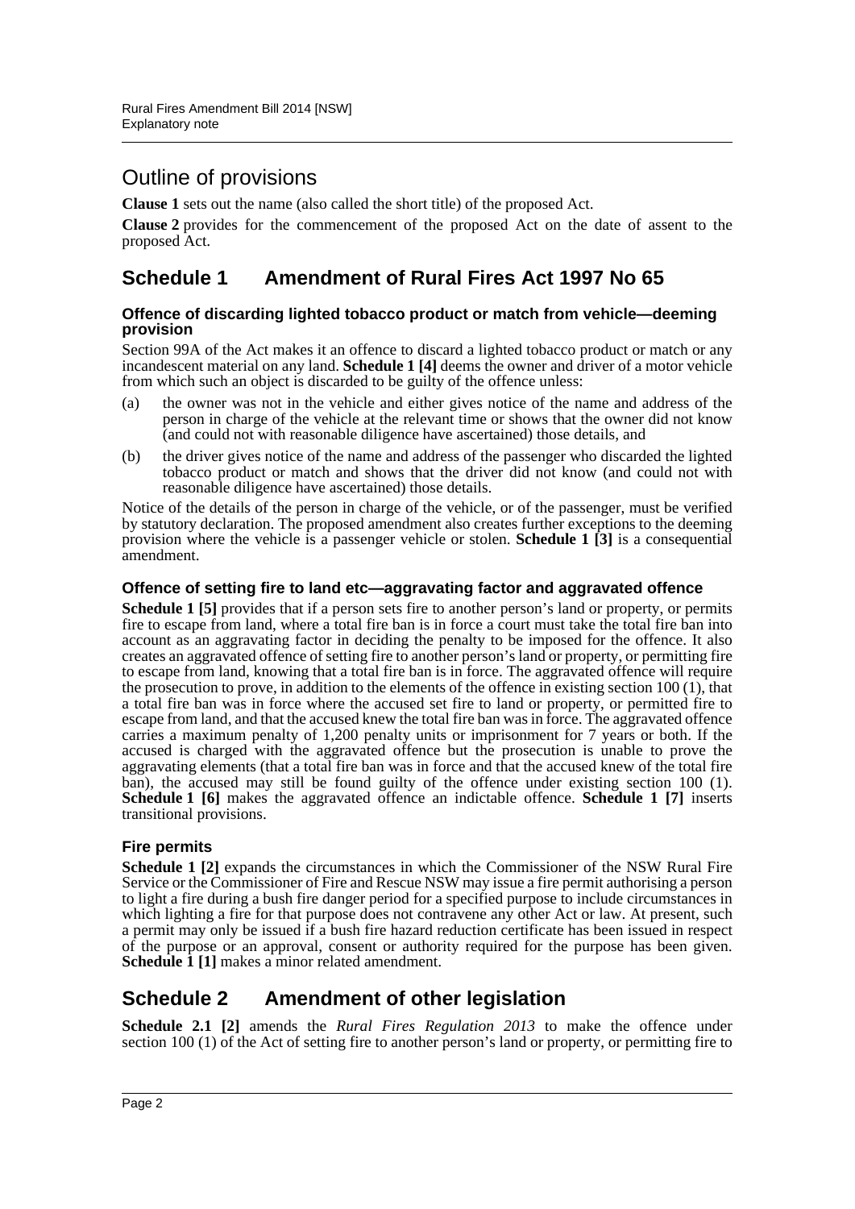# Outline of provisions

**Clause 1** sets out the name (also called the short title) of the proposed Act.

**Clause 2** provides for the commencement of the proposed Act on the date of assent to the proposed Act.

## Schedule 1 Amendment of Rural Fires Act 1997 No 65

### Offence of discarding lighted tobacco product or match from vehicle—deeming provision

Section 99A of the Act makes it an offence to discard a lighted tobacco product or match or any incandescent material on any land. **Schedule 1 [4]** deems the owner and driver of a motor vehicle from which such an object is discarded to be guilty of the offence unless:

(a) the owner was not in the vehicle and either gives notice of the name and address of the person in charge of the vehicle at the relevant time or shows that the owner did not know (and could not with reasonable diligence have ascertained) those details, and

(b) the driver gives notice of the name and address of the passenger who discarded the lighted tobacco product or match and shows that the driver did not know (and could not with reasonable diligence have ascertained) those details.

Notice of the details of the person in charge of the vehicle, or of the passenger, must be verified by statutory declaration. The proposed amendment also creates further exceptions to the deeming provision where the vehicle is a passenger vehicle or stolen. **Schedule 1 [3]** is a consequential amendment.

### Offence of setting fire to land etc—aggravating factor and aggravated offence

**Schedule 1 [5]** provides that if a person sets fire to another person's land or property, or permits fire to escape from land, where a total fire ban is in force a court must take the total fire ban into account as an aggravating factor in deciding the penalty to be imposed for the offence. It also creates an aggravated offence of setting fire to another person's land or property, or permitting fire to escape from land, knowing that a total fire ban is in force. The aggravated offence will require the prosecution to prove, in addition to the elements of the offence in existing section 100 (1), that a total fire ban was in force where the accused set fire to land or property, or permitted fire to escape from land, and that the accused knew the total fire ban was in force. The aggravated offence carries a maximum penalty of 1,200 penalty units or imprisonment for 7 years or both. If the accused is charged with the aggravated offence but the prosecution is unable to prove the aggravating elements (that a total fire ban was in force and that the accused knew of the total fire ban), the accused may still be found guilty of the offence under existing section 100 (1). **Schedule 1 [6]** makes the aggravated offence an indictable offence. **Schedule 1 [7]** inserts transitional provisions.

### Fire permits

**Schedule 1 [2]** expands the circumstances in which the Commissioner of the NSW Rural Fire Service or the Commissioner of Fire and Rescue NSW may issue a fire permit authorising a person to light a fire during a bush fire danger period for a specified purpose to include circumstances in which lighting a fire for that purpose does not contravene any other Act or law. At present, such a permit may only be issued if a bush fire hazard reduction certificate has been issued in respect of the purpose or an approval, consent or authority required for the purpose has been given. **Schedule 1 [1]** makes a minor related amendment.

## Schedule 2 Amendment of other legislation

**Schedule 2.1 [2]** amends the *Rural Fires Regulation 2013* to make the offence under section 100 (1) of the Act of setting fire to another person's land or property, or permitting fire to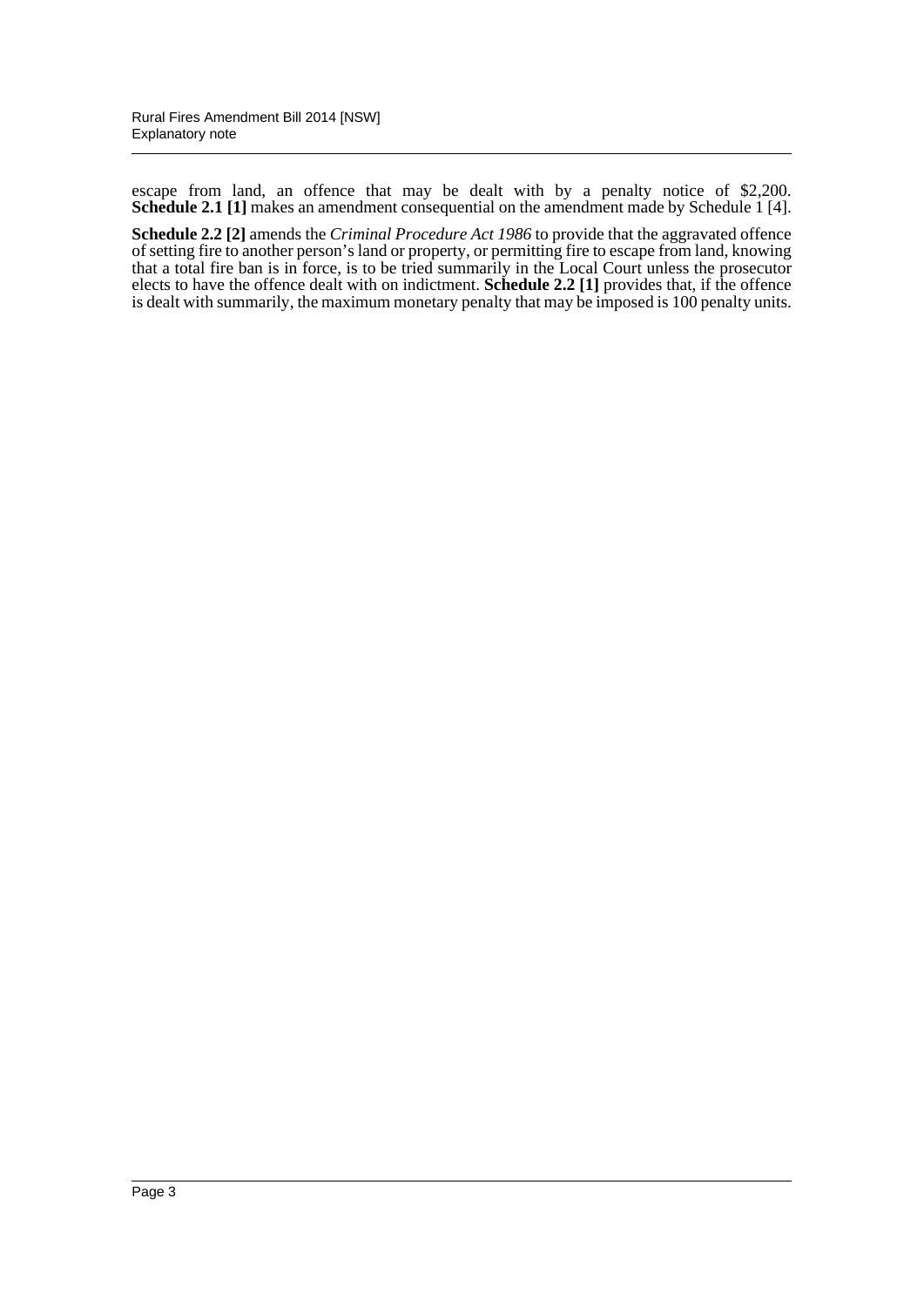escape from land, an offence that may be dealt with by a penalty notice of $2,200. **Schedule 2.1 [1]** makes an amendment consequential on the amendment made by Schedule 1 [4].

**Schedule 2.2 [2]** amends the *Criminal Procedure Act 1986* to provide that the aggravated offence of setting fire to another person's land or property, or permitting fire to escape from land, knowing that a total fire ban is in force, is to be tried summarily in the Local Court unless the prosecutor elects to have the offence dealt with on indictment. **Schedule 2.2 [1]** provides that, if the offence is dealt with summarily, the maximum monetary penalty that may be imposed is 100 penalty units.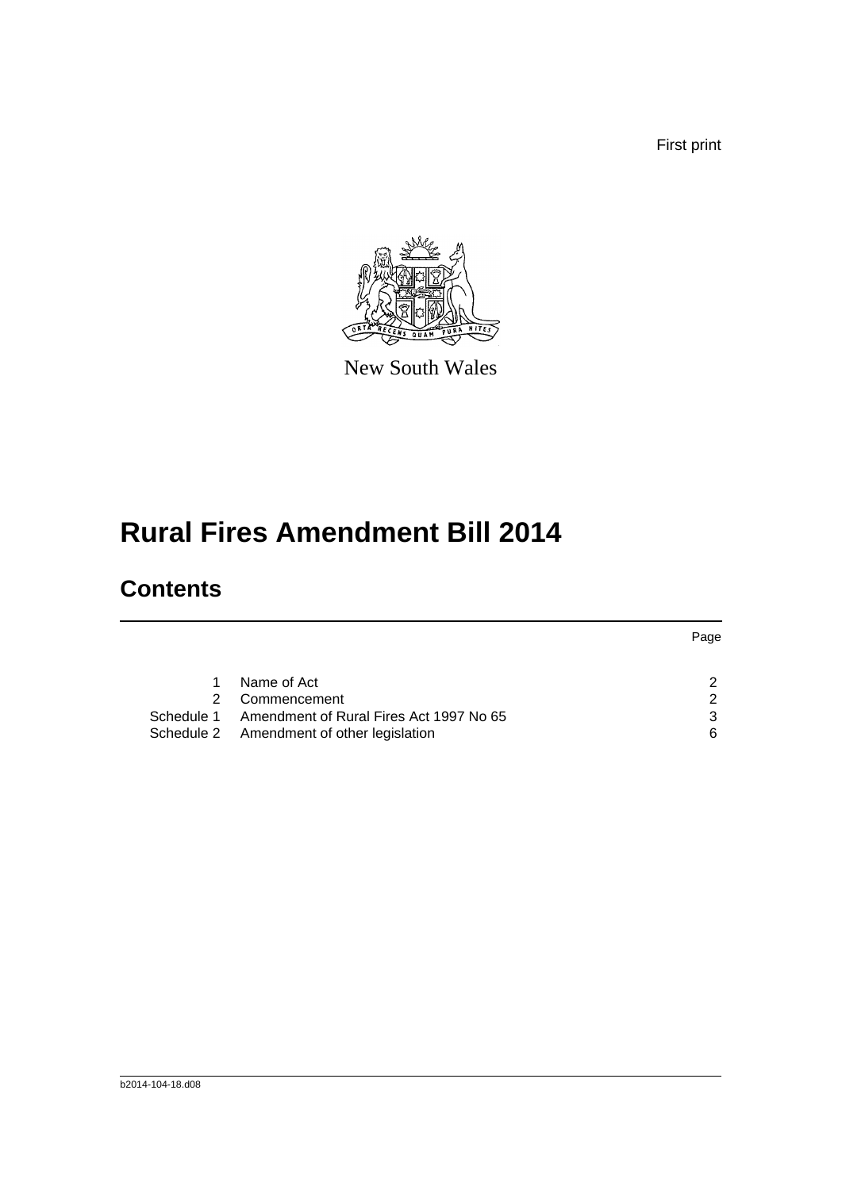First print

New South Wales

# Rural Fires Amendment Bill 2014

## Contents

| | | Page |
|---|---|---|
| 1 | Name of Act | 2 |
| 2 | Commencement | 2 |
| Schedule 1 | Amendment of Rural Fires Act 1997 No 65 | 3 |
| Schedule 2 | Amendment of other legislation | 6 |

b2014-104-18.d08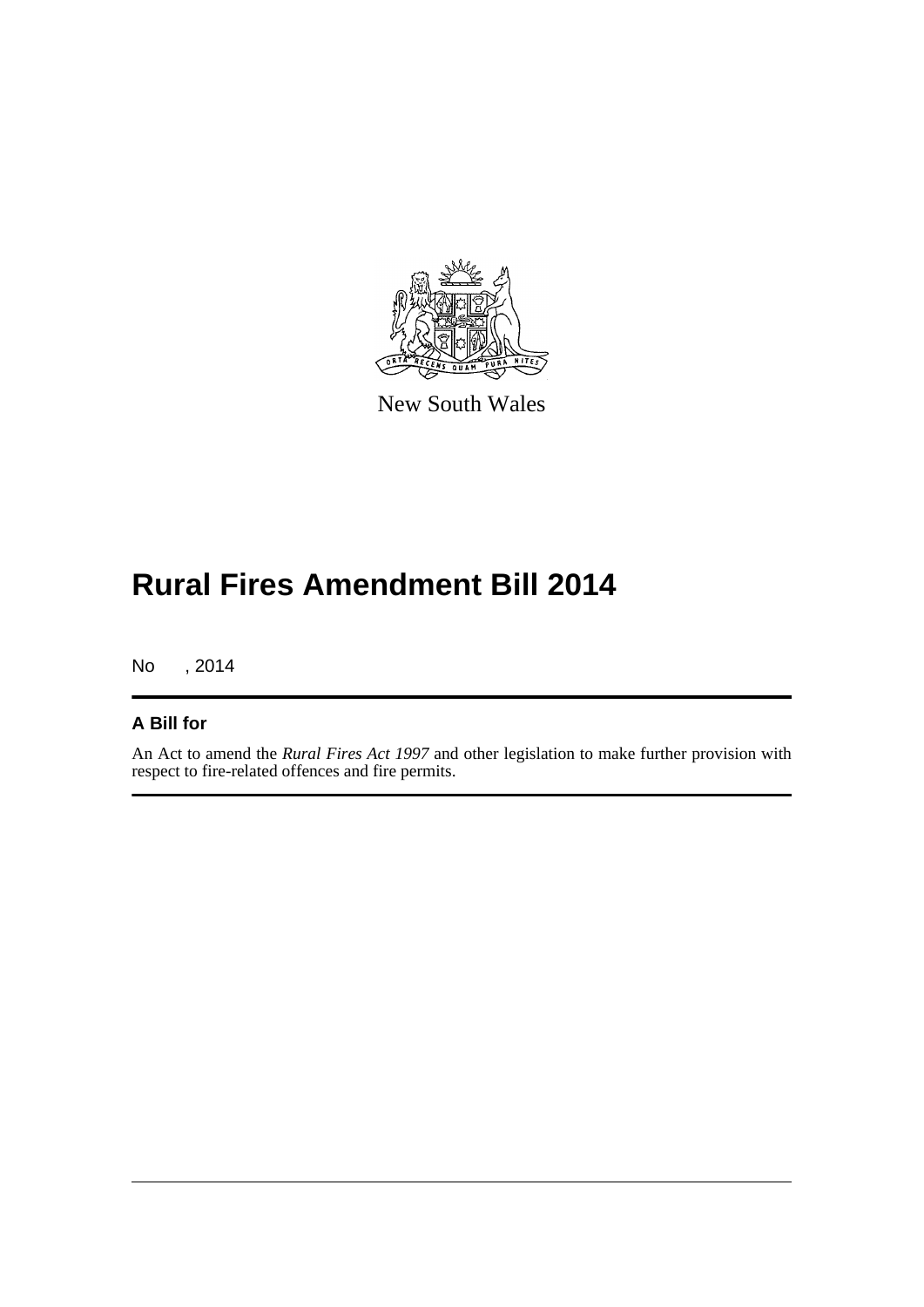New South Wales

# Rural Fires Amendment Bill 2014

No , 2014

## A Bill for

An Act to amend the *Rural Fires Act 1997* and other legislation to make further provision with respect to fire-related offences and fire permits.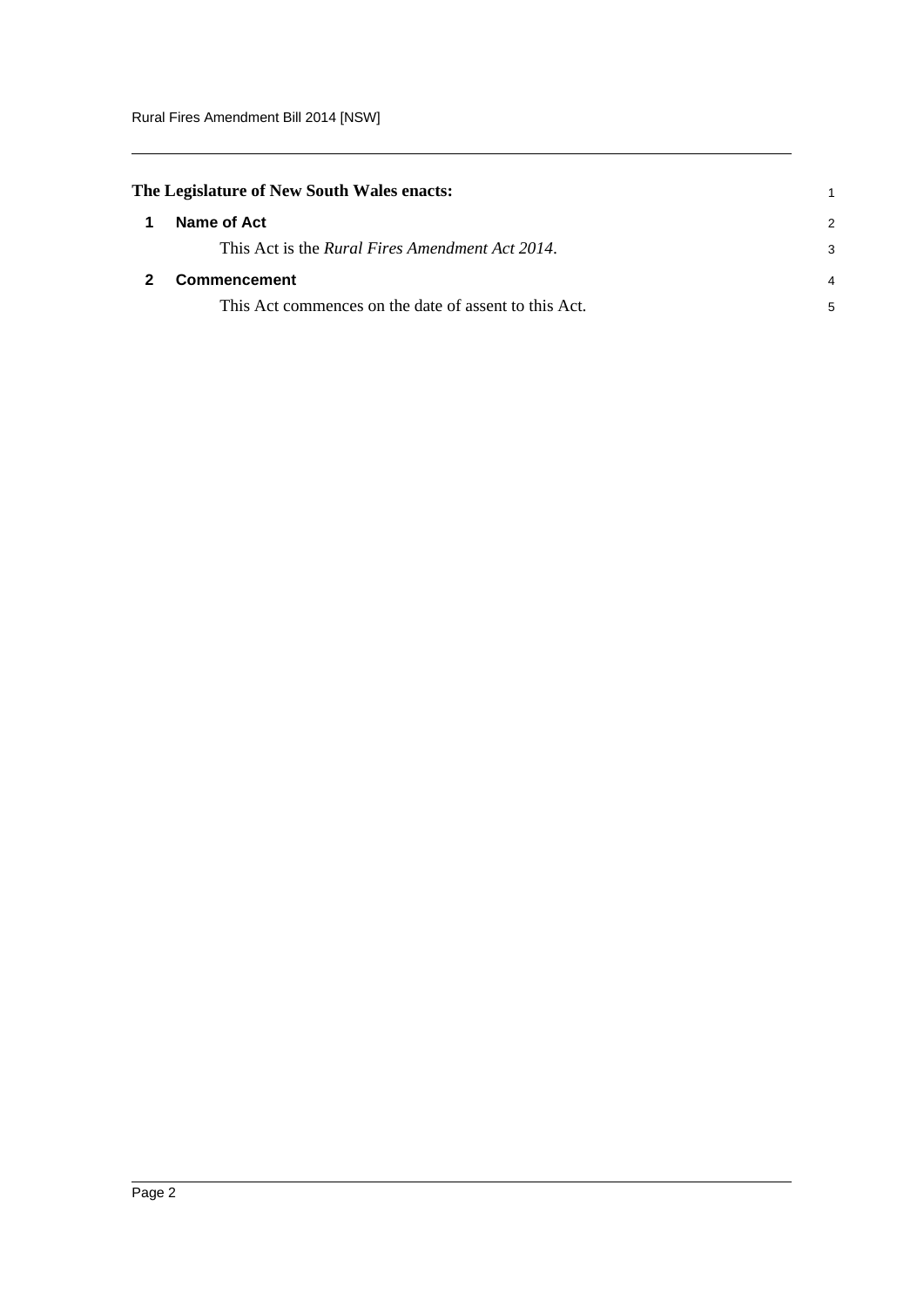**The Legislature of New South Wales enacts:**

## 1 Name of Act

This Act is the *Rural Fires Amendment Act 2014*.

## 2 Commencement

This Act commences on the date of assent to this Act.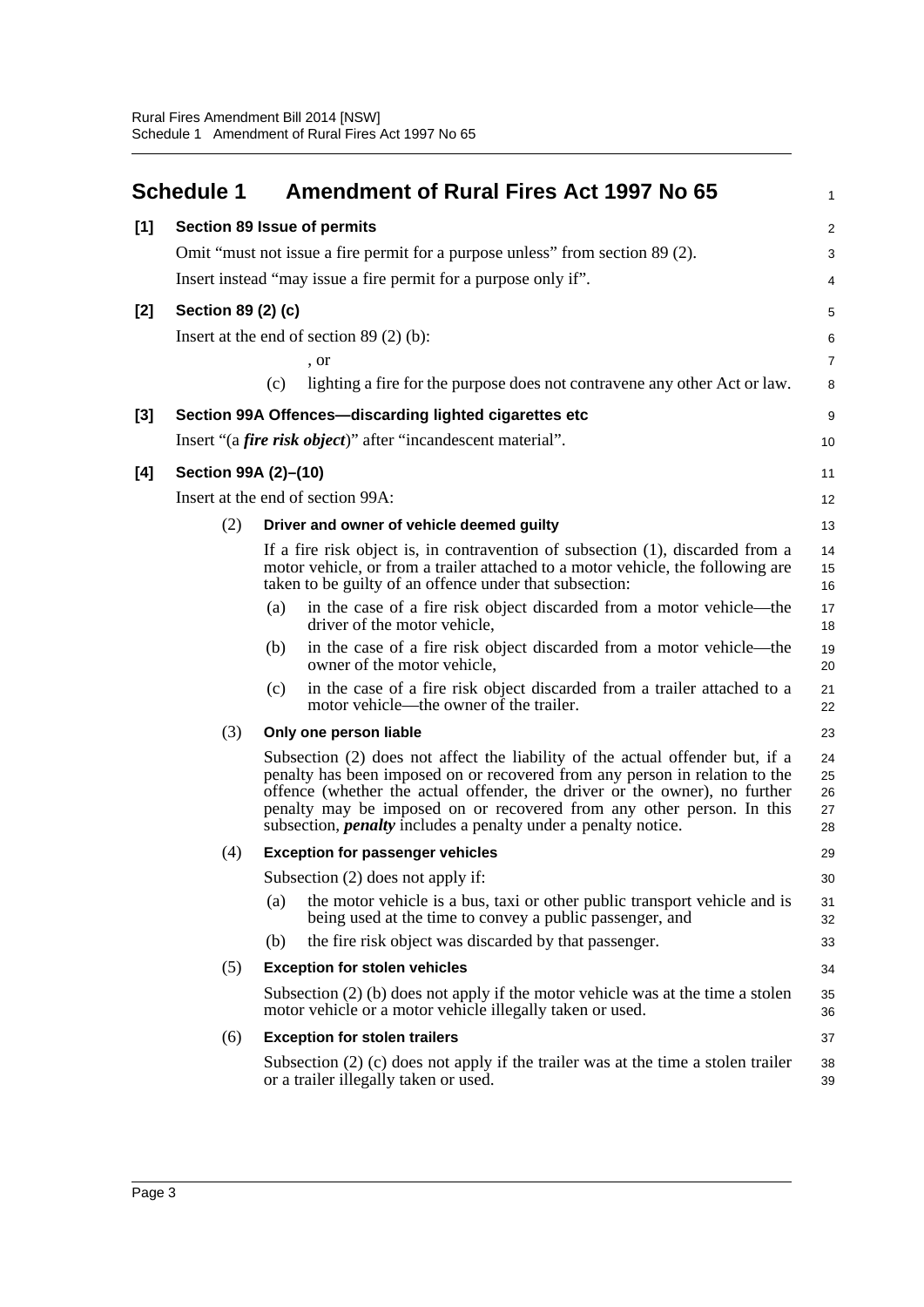# Schedule 1 Amendment of Rural Fires Act 1997 No 65

**[1] Section 89 Issue of permits**

Omit "must not issue a fire permit for a purpose unless" from section 89 (2).

Insert instead "may issue a fire permit for a purpose only if".

**[2] Section 89 (2) (c)**

Insert at the end of section 89 (2) (b):

, or

(c) lighting a fire for the purpose does not contravene any other Act or law.

**[3] Section 99A Offences—discarding lighted cigarettes etc**

Insert "(a ***fire risk object***)" after "incandescent material".

**[4] Section 99A (2)–(10)**

Insert at the end of section 99A:

(2) **Driver and owner of vehicle deemed guilty**

If a fire risk object is, in contravention of subsection (1), discarded from a motor vehicle, or from a trailer attached to a motor vehicle, the following are taken to be guilty of an offence under that subsection:

(a) in the case of a fire risk object discarded from a motor vehicle—the driver of the motor vehicle,

(b) in the case of a fire risk object discarded from a motor vehicle—the owner of the motor vehicle,

(c) in the case of a fire risk object discarded from a trailer attached to a motor vehicle—the owner of the trailer.

(3) **Only one person liable**

Subsection (2) does not affect the liability of the actual offender but, if a penalty has been imposed on or recovered from any person in relation to the offence (whether the actual offender, the driver or the owner), no further penalty may be imposed on or recovered from any other person. In this subsection, ***penalty*** includes a penalty under a penalty notice.

(4) **Exception for passenger vehicles**

Subsection (2) does not apply if:

(a) the motor vehicle is a bus, taxi or other public transport vehicle and is being used at the time to convey a public passenger, and

(b) the fire risk object was discarded by that passenger.

(5) **Exception for stolen vehicles**

Subsection (2) (b) does not apply if the motor vehicle was at the time a stolen motor vehicle or a motor vehicle illegally taken or used.

(6) **Exception for stolen trailers**

Subsection (2) (c) does not apply if the trailer was at the time a stolen trailer or a trailer illegally taken or used.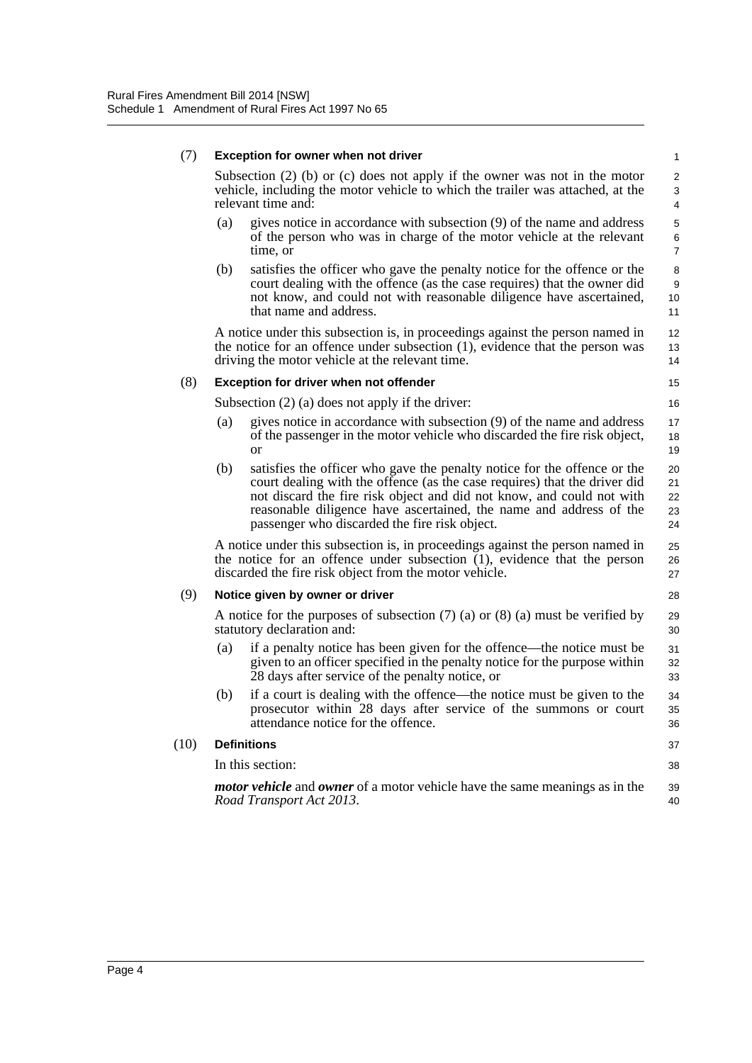(7) **Exception for owner when not driver**

Subsection (2) (b) or (c) does not apply if the owner was not in the motor vehicle, including the motor vehicle to which the trailer was attached, at the relevant time and:

(a) gives notice in accordance with subsection (9) of the name and address of the person who was in charge of the motor vehicle at the relevant time, or

(b) satisfies the officer who gave the penalty notice for the offence or the court dealing with the offence (as the case requires) that the owner did not know, and could not with reasonable diligence have ascertained, that name and address.

A notice under this subsection is, in proceedings against the person named in the notice for an offence under subsection (1), evidence that the person was driving the motor vehicle at the relevant time.

(8) **Exception for driver when not offender**

Subsection (2) (a) does not apply if the driver:

(a) gives notice in accordance with subsection (9) of the name and address of the passenger in the motor vehicle who discarded the fire risk object, or

(b) satisfies the officer who gave the penalty notice for the offence or the court dealing with the offence (as the case requires) that the driver did not discard the fire risk object and did not know, and could not with reasonable diligence have ascertained, the name and address of the passenger who discarded the fire risk object.

A notice under this subsection is, in proceedings against the person named in the notice for an offence under subsection (1), evidence that the person discarded the fire risk object from the motor vehicle.

(9) **Notice given by owner or driver**

A notice for the purposes of subsection (7) (a) or (8) (a) must be verified by statutory declaration and:

(a) if a penalty notice has been given for the offence—the notice must be given to an officer specified in the penalty notice for the purpose within 28 days after service of the penalty notice, or

(b) if a court is dealing with the offence—the notice must be given to the prosecutor within 28 days after service of the summons or court attendance notice for the offence.

(10) **Definitions**

In this section:

***motor vehicle*** and ***owner*** of a motor vehicle have the same meanings as in the *Road Transport Act 2013*.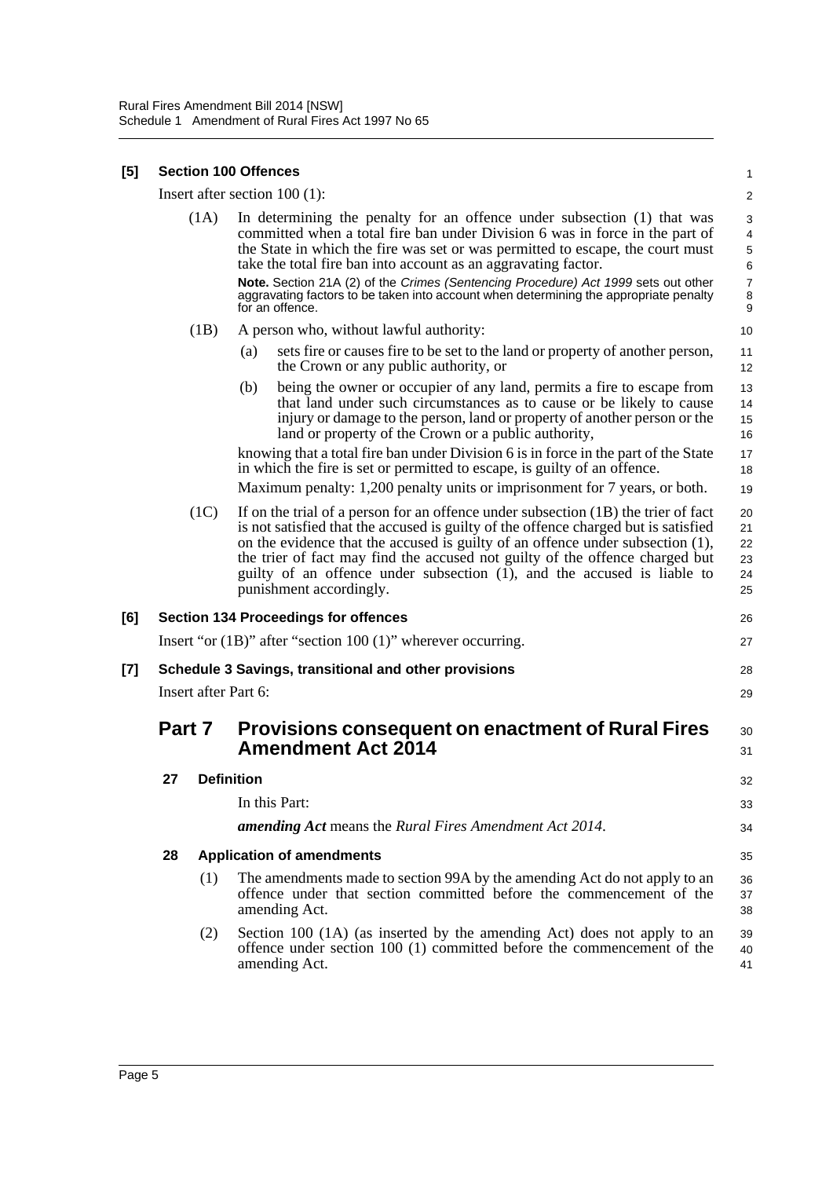**[5] Section 100 Offences**

Insert after section 100 (1):

(1A) In determining the penalty for an offence under subsection (1) that was committed when a total fire ban under Division 6 was in force in the part of the State in which the fire was set or was permitted to escape, the court must take the total fire ban into account as an aggravating factor.

**Note.** Section 21A (2) of the *Crimes (Sentencing Procedure) Act 1999* sets out other aggravating factors to be taken into account when determining the appropriate penalty for an offence.

(1B) A person who, without lawful authority:

(a) sets fire or causes fire to be set to the land or property of another person, the Crown or any public authority, or

(b) being the owner or occupier of any land, permits a fire to escape from that land under such circumstances as to cause or be likely to cause injury or damage to the person, land or property of another person or the land or property of the Crown or a public authority,

knowing that a total fire ban under Division 6 is in force in the part of the State in which the fire is set or permitted to escape, is guilty of an offence.

Maximum penalty: 1,200 penalty units or imprisonment for 7 years, or both.

(1C) If on the trial of a person for an offence under subsection (1B) the trier of fact is not satisfied that the accused is guilty of the offence charged but is satisfied on the evidence that the accused is guilty of an offence under subsection (1), the trier of fact may find the accused not guilty of the offence charged but guilty of an offence under subsection (1), and the accused is liable to punishment accordingly.

**[6] Section 134 Proceedings for offences**

Insert "or (1B)" after "section 100 (1)" wherever occurring.

**[7] Schedule 3 Savings, transitional and other provisions**

Insert after Part 6:

## Part 7 Provisions consequent on enactment of Rural Fires Amendment Act 2014

**27 Definition**

In this Part:

***amending Act*** means the *Rural Fires Amendment Act 2014*.

**28 Application of amendments**

(1) The amendments made to section 99A by the amending Act do not apply to an offence under that section committed before the commencement of the amending Act.

(2) Section 100 (1A) (as inserted by the amending Act) does not apply to an offence under section 100 (1) committed before the commencement of the amending Act.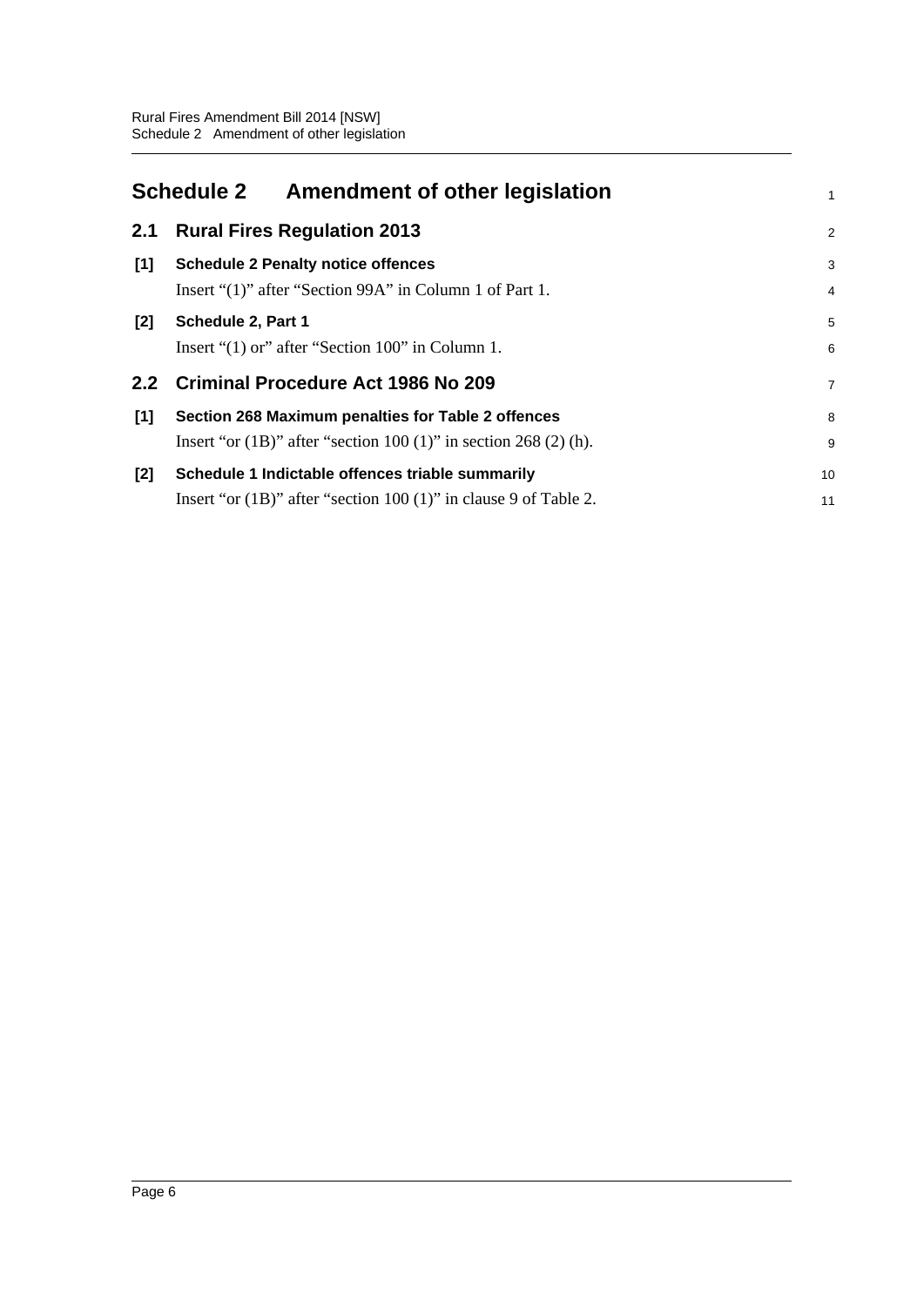# Schedule 2 Amendment of other legislation

## 2.1 Rural Fires Regulation 2013

**[1] Schedule 2 Penalty notice offences**

Insert “(1)” after “Section 99A” in Column 1 of Part 1.

**[2] Schedule 2, Part 1**

Insert “(1) or” after “Section 100” in Column 1.

## 2.2 Criminal Procedure Act 1986 No 209

**[1] Section 268 Maximum penalties for Table 2 offences**

Insert “or (1B)” after “section 100 (1)” in section 268 (2) (h).

**[2] Schedule 1 Indictable offences triable summarily**

Insert “or (1B)” after “section 100 (1)” in clause 9 of Table 2.